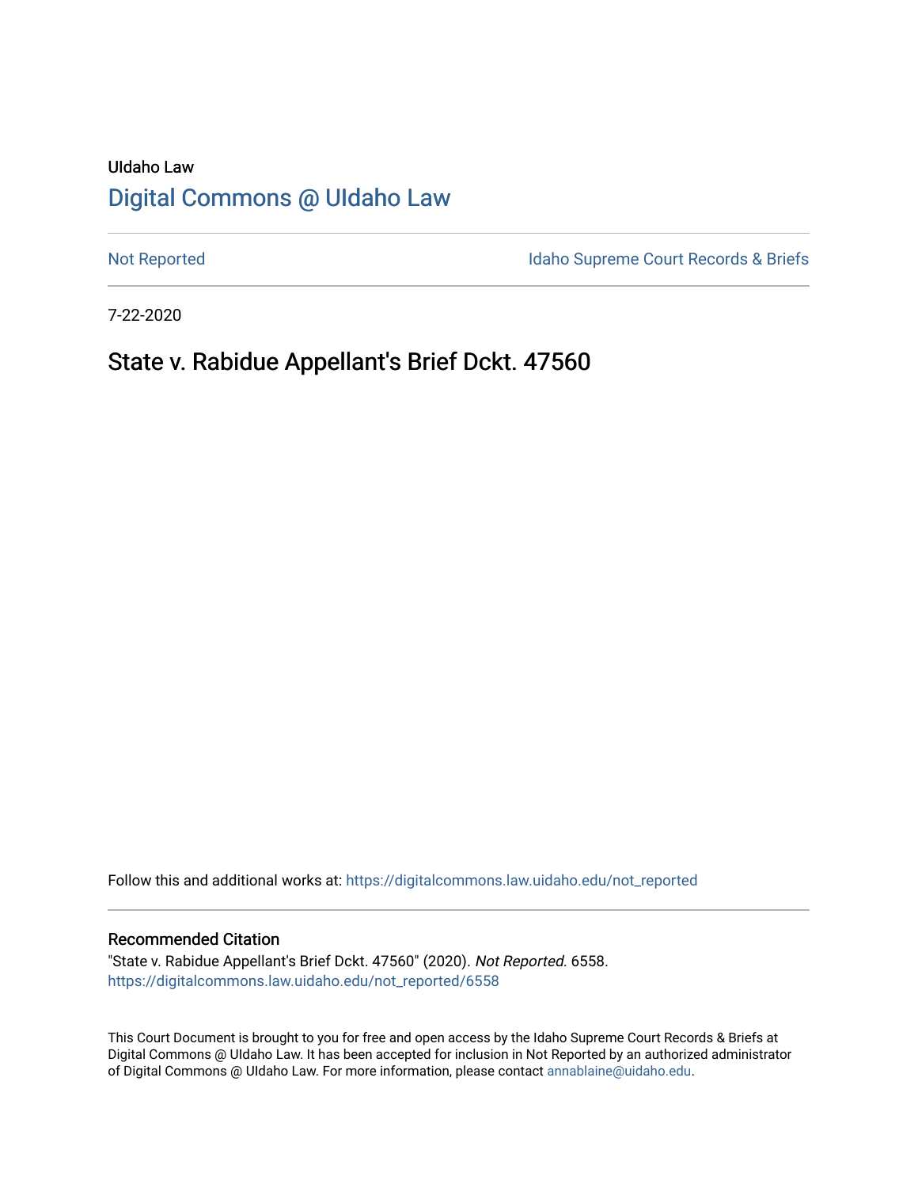UIdaho Law

# Digital Commons @ UIdaho Law

Not Reported

Idaho Supreme Court Records & Briefs

7-22-2020

## State v. Rabidue Appellant's Brief Dckt. 47560

Follow this and additional works at: https://digitalcommons.law.uidaho.edu/not_reported

### Recommended Citation

"State v. Rabidue Appellant's Brief Dckt. 47560" (2020). *Not Reported*. 6558.
https://digitalcommons.law.uidaho.edu/not_reported/6558

This Court Document is brought to you for free and open access by the Idaho Supreme Court Records & Briefs at Digital Commons @ UIdaho Law. It has been accepted for inclusion in Not Reported by an authorized administrator of Digital Commons @ UIdaho Law. For more information, please contact annablaine@uidaho.edu.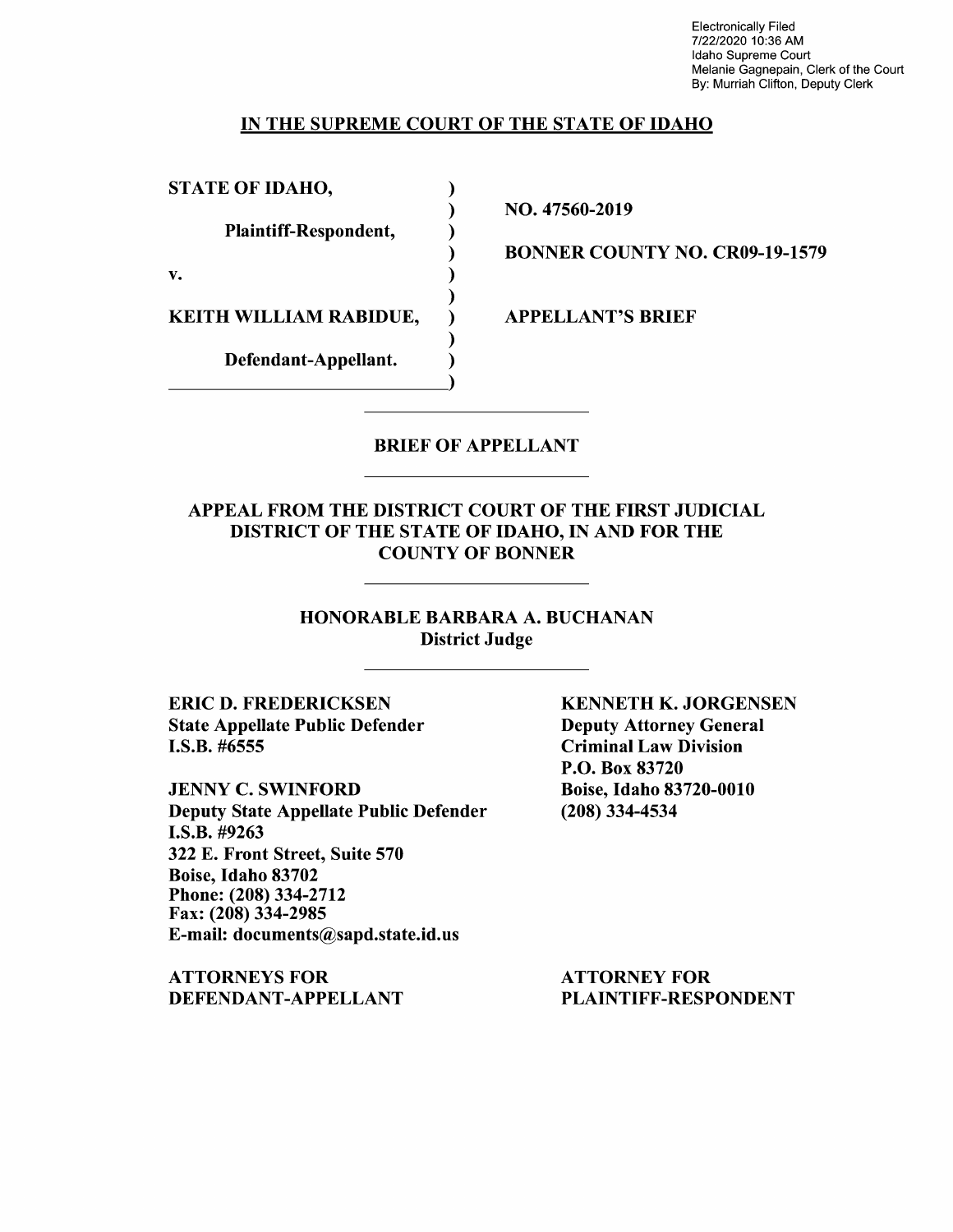Electronically Filed
7/22/2020 10:36 AM
Idaho Supreme Court
Melanie Gagnepain, Clerk of the Court
By: Murriah Clifton, Deputy Clerk

**IN THE SUPREME COURT OF THE STATE OF IDAHO**

| | |
|---|---|
| **STATE OF IDAHO,** | |
| | **NO. 47560-2019** |
| **Plaintiff-Respondent,** | |
| | **BONNER COUNTY NO. CR09-19-1579** |
| **v.** | |
| | |
| **KEITH WILLIAM RABIDUE,** | **APPELLANT'S BRIEF** |
| | |
| **Defendant-Appellant.** | |

**BRIEF OF APPELLANT**

**APPEAL FROM THE DISTRICT COURT OF THE FIRST JUDICIAL DISTRICT OF THE STATE OF IDAHO, IN AND FOR THE COUNTY OF BONNER**

**HONORABLE BARBARA A. BUCHANAN**
**District Judge**

**ERIC D. FREDERICKSEN**
**State Appellate Public Defender**
**I.S.B. #6555**

**JENNY C. SWINFORD**
**Deputy State Appellate Public Defender**
**I.S.B. #9263**
**322 E. Front Street, Suite 570**
**Boise, Idaho 83702**
**Phone: (208) 334-2712**
**Fax: (208) 334-2985**
**E-mail: documents@sapd.state.id.us**

**ATTORNEYS FOR DEFENDANT-APPELLANT**

**KENNETH K. JORGENSEN**
**Deputy Attorney General**
**Criminal Law Division**
**P.O. Box 83720**
**Boise, Idaho 83720-0010**
**(208) 334-4534**

**ATTORNEY FOR PLAINTIFF-RESPONDENT**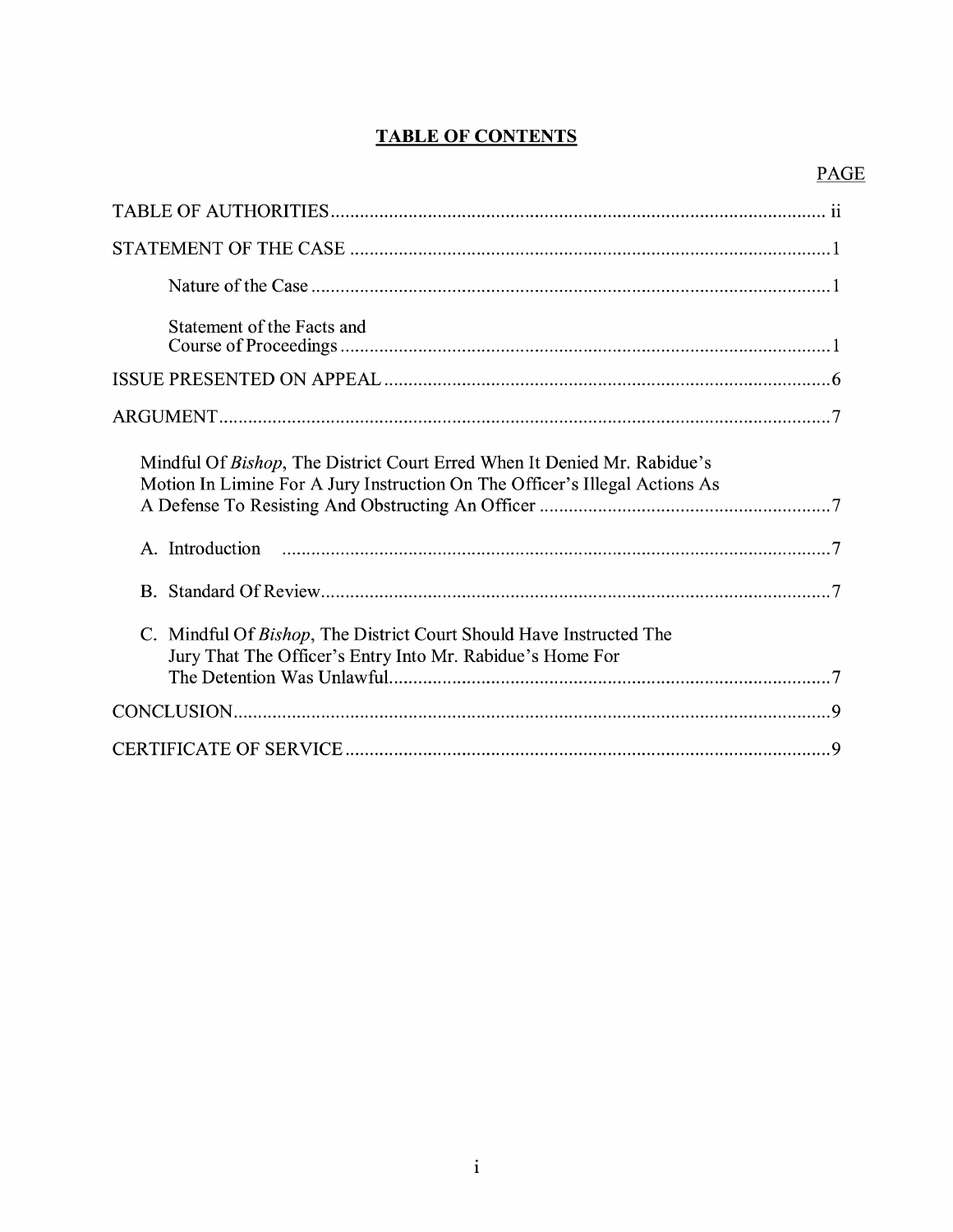# TABLE OF CONTENTS

| | PAGE |
|---|---|
| TABLE OF AUTHORITIES | ii |
| STATEMENT OF THE CASE | 1 |
| Nature of the Case | 1 |
| Statement of the Facts and Course of Proceedings | 1 |
| ISSUE PRESENTED ON APPEAL | 6 |
| ARGUMENT | 7 |
| Mindful Of *Bishop*, The District Court Erred When It Denied Mr. Rabidue's Motion In Limine For A Jury Instruction On The Officer's Illegal Actions As A Defense To Resisting And Obstructing An Officer | 7 |
| A. Introduction | 7 |
| B. Standard Of Review | 7 |
| C. Mindful Of *Bishop*, The District Court Should Have Instructed The Jury That The Officer's Entry Into Mr. Rabidue's Home For The Detention Was Unlawful | 7 |
| CONCLUSION | 9 |
| CERTIFICATE OF SERVICE | 9 |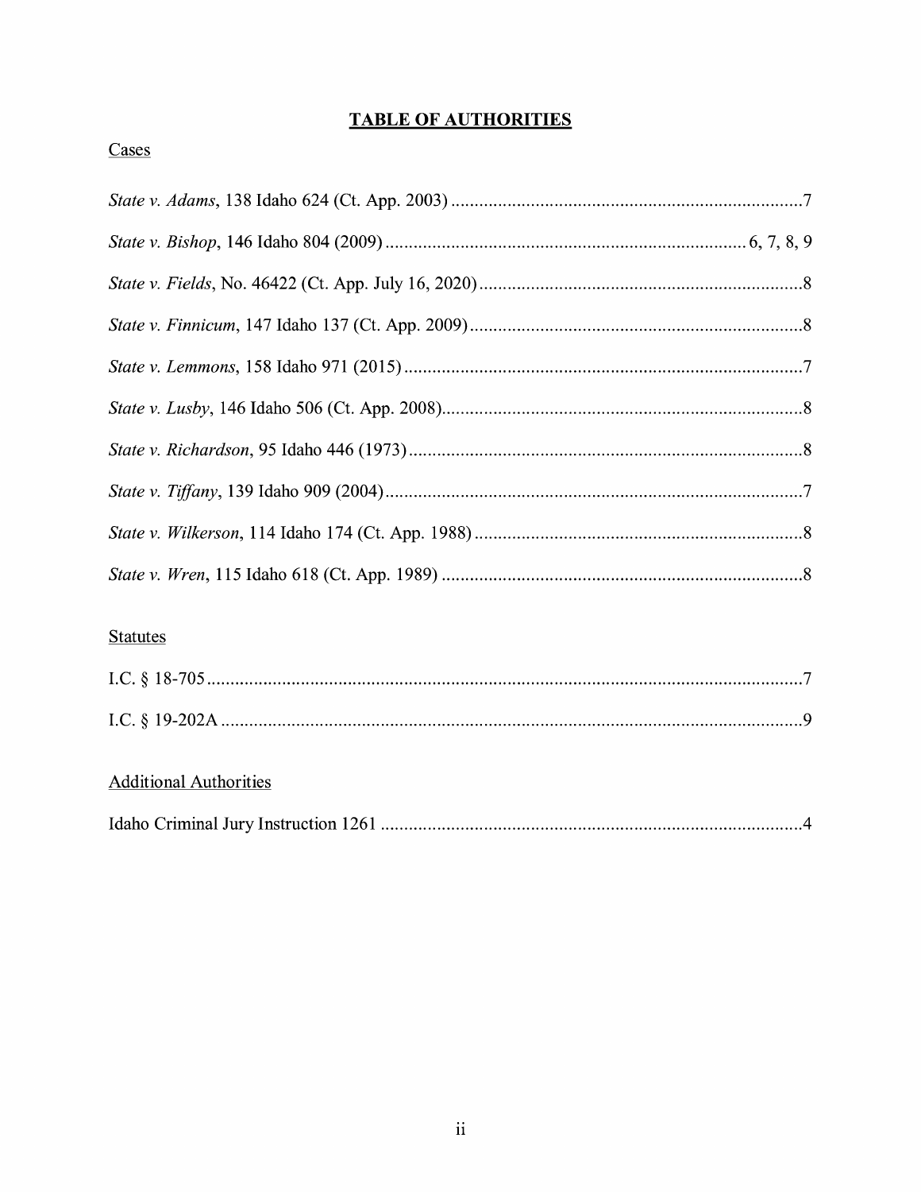# TABLE OF AUTHORITIES

## Cases

*State v. Adams*, 138 Idaho 624 (Ct. App. 2003) .......................................................................... 7

*State v. Bishop*, 146 Idaho 804 (2009) ............................................................................ 6, 7, 8, 9

*State v. Fields*, No. 46422 (Ct. App. July 16, 2020) ..................................................................... 8

*State v. Finnicum*, 147 Idaho 137 (Ct. App. 2009) ....................................................................... 8

*State v. Lemmons*, 158 Idaho 971 (2015) ..................................................................................... 7

*State v. Lusby*, 146 Idaho 506 (Ct. App. 2008) ............................................................................. 8

*State v. Richardson*, 95 Idaho 446 (1973) .................................................................................... 8

*State v. Tiffany*, 139 Idaho 909 (2004) ......................................................................................... 7

*State v. Wilkerson*, 114 Idaho 174 (Ct. App. 1988) ...................................................................... 8

*State v. Wren*, 115 Idaho 618 (Ct. App. 1989) ............................................................................. 8

## Statutes

I.C. § 18-705 ................................................................................................................................. 7

I.C. § 19-202A .............................................................................................................................. 9

## Additional Authorities

Idaho Criminal Jury Instruction 1261 ............................................................................................ 4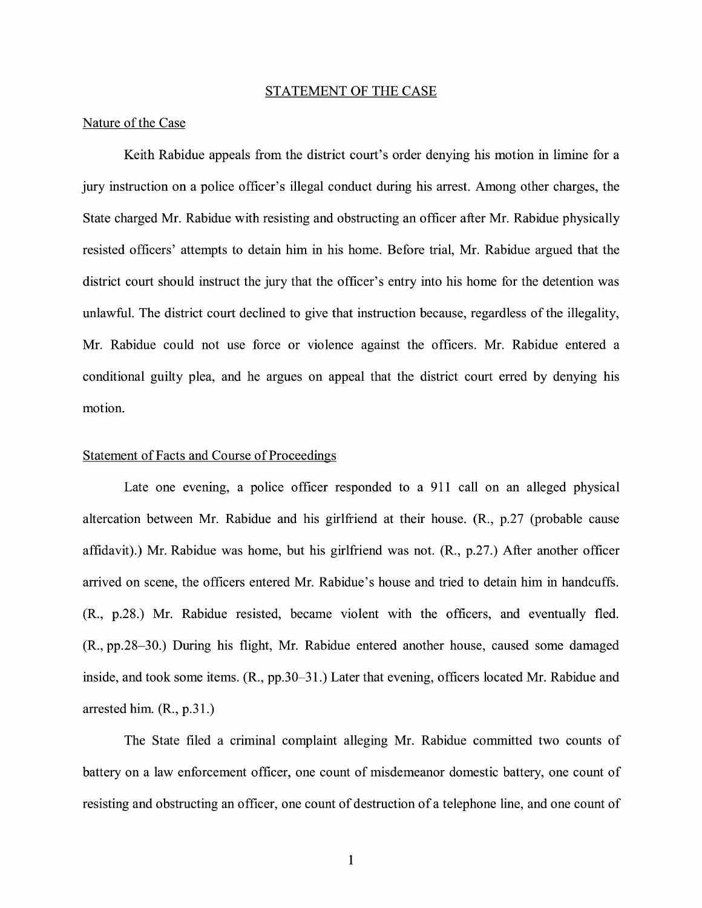## STATEMENT OF THE CASE

### Nature of the Case

Keith Rabidue appeals from the district court's order denying his motion in limine for a jury instruction on a police officer's illegal conduct during his arrest. Among other charges, the State charged Mr. Rabidue with resisting and obstructing an officer after Mr. Rabidue physically resisted officers' attempts to detain him in his home. Before trial, Mr. Rabidue argued that the district court should instruct the jury that the officer's entry into his home for the detention was unlawful. The district court declined to give that instruction because, regardless of the illegality, Mr. Rabidue could not use force or violence against the officers. Mr. Rabidue entered a conditional guilty plea, and he argues on appeal that the district court erred by denying his motion.

### Statement of Facts and Course of Proceedings

Late one evening, a police officer responded to a 911 call on an alleged physical altercation between Mr. Rabidue and his girlfriend at their house. (R., p.27 (probable cause affidavit).) Mr. Rabidue was home, but his girlfriend was not. (R., p.27.) After another officer arrived on scene, the officers entered Mr. Rabidue's house and tried to detain him in handcuffs. (R., p.28.) Mr. Rabidue resisted, became violent with the officers, and eventually fled. (R., pp.28–30.) During his flight, Mr. Rabidue entered another house, caused some damaged inside, and took some items. (R., pp.30–31.) Later that evening, officers located Mr. Rabidue and arrested him. (R., p.31.)

The State filed a criminal complaint alleging Mr. Rabidue committed two counts of battery on a law enforcement officer, one count of misdemeanor domestic battery, one count of resisting and obstructing an officer, one count of destruction of a telephone line, and one count of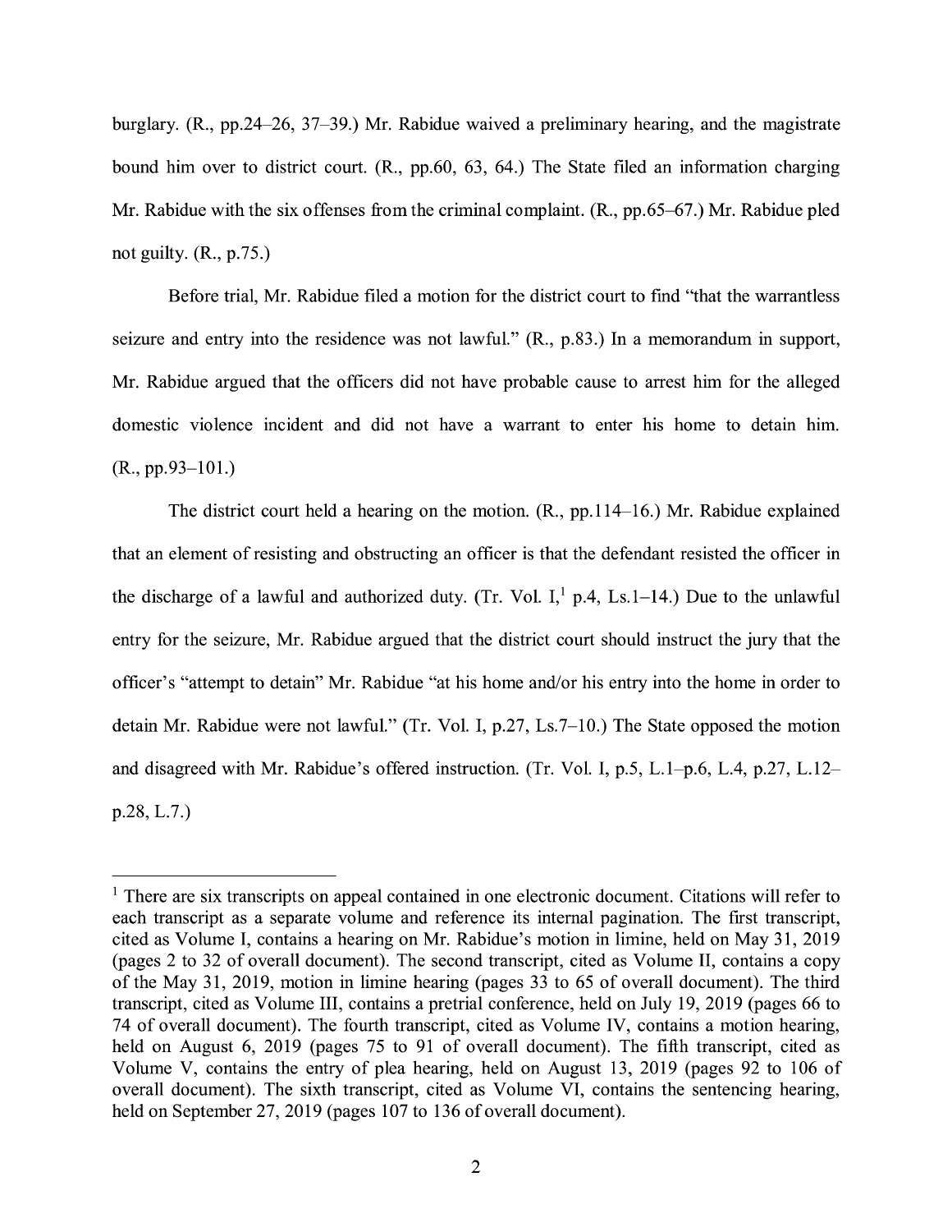burglary. (R., pp.24–26, 37–39.) Mr. Rabidue waived a preliminary hearing, and the magistrate bound him over to district court. (R., pp.60, 63, 64.) The State filed an information charging Mr. Rabidue with the six offenses from the criminal complaint. (R., pp.65–67.) Mr. Rabidue pled not guilty. (R., p.75.)

Before trial, Mr. Rabidue filed a motion for the district court to find "that the warrantless seizure and entry into the residence was not lawful." (R., p.83.) In a memorandum in support, Mr. Rabidue argued that the officers did not have probable cause to arrest him for the alleged domestic violence incident and did not have a warrant to enter his home to detain him. (R., pp.93–101.)

The district court held a hearing on the motion. (R., pp.114–16.) Mr. Rabidue explained that an element of resisting and obstructing an officer is that the defendant resisted the officer in the discharge of a lawful and authorized duty. (Tr. Vol. I,[1] p.4, Ls.1–14.) Due to the unlawful entry for the seizure, Mr. Rabidue argued that the district court should instruct the jury that the officer's "attempt to detain" Mr. Rabidue "at his home and/or his entry into the home in order to detain Mr. Rabidue were not lawful." (Tr. Vol. I, p.27, Ls.7–10.) The State opposed the motion and disagreed with Mr. Rabidue's offered instruction. (Tr. Vol. I, p.5, L.1–p.6, L.4, p.27, L.12–p.28, L.7.)

---

[1] There are six transcripts on appeal contained in one electronic document. Citations will refer to each transcript as a separate volume and reference its internal pagination. The first transcript, cited as Volume I, contains a hearing on Mr. Rabidue's motion in limine, held on May 31, 2019 (pages 2 to 32 of overall document). The second transcript, cited as Volume II, contains a copy of the May 31, 2019, motion in limine hearing (pages 33 to 65 of overall document). The third transcript, cited as Volume III, contains a pretrial conference, held on July 19, 2019 (pages 66 to 74 of overall document). The fourth transcript, cited as Volume IV, contains a motion hearing, held on August 6, 2019 (pages 75 to 91 of overall document). The fifth transcript, cited as Volume V, contains the entry of plea hearing, held on August 13, 2019 (pages 92 to 106 of overall document). The sixth transcript, cited as Volume VI, contains the sentencing hearing, held on September 27, 2019 (pages 107 to 136 of overall document).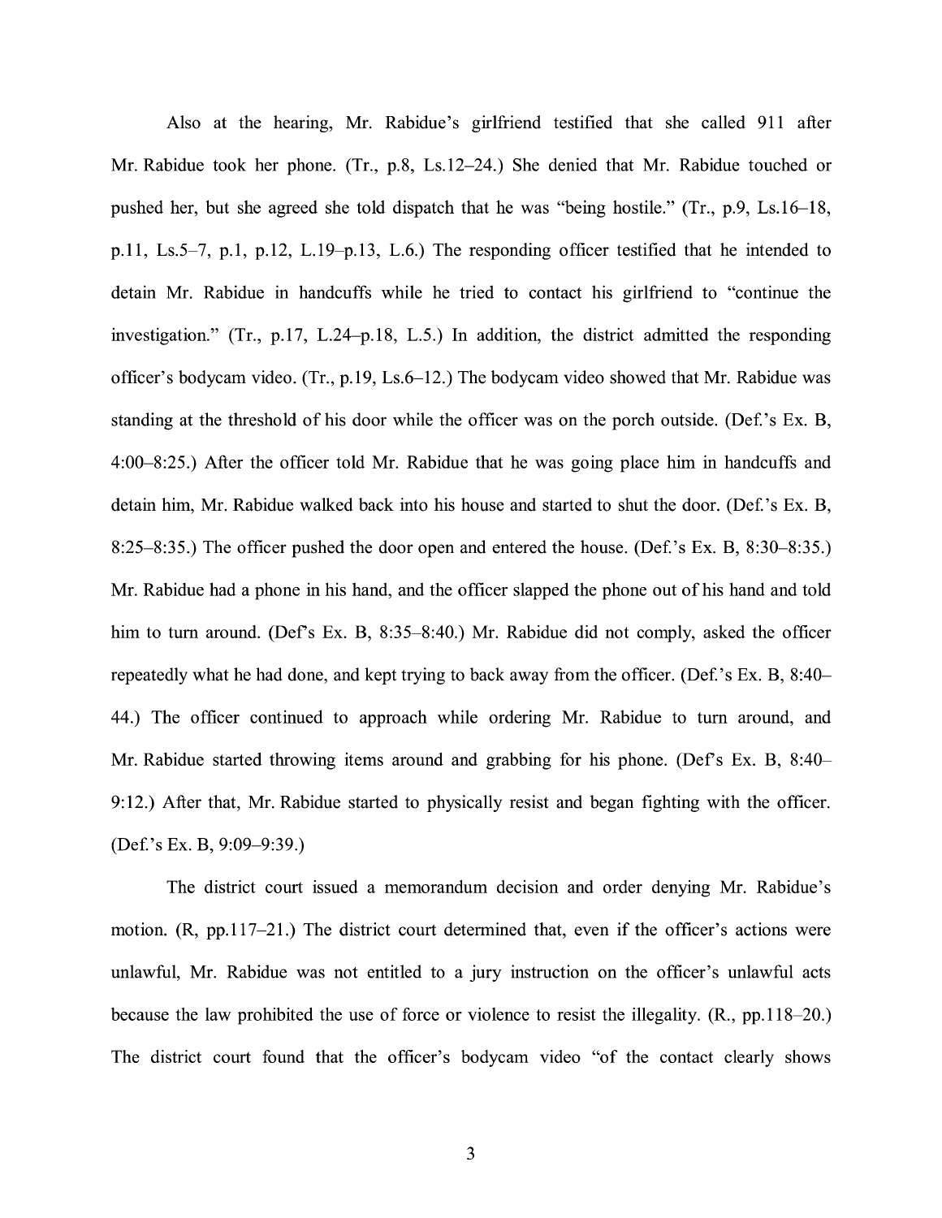Also at the hearing, Mr. Rabidue's girlfriend testified that she called 911 after Mr. Rabidue took her phone. (Tr., p.8, Ls.12–24.) She denied that Mr. Rabidue touched or pushed her, but she agreed she told dispatch that he was "being hostile." (Tr., p.9, Ls.16–18, p.11, Ls.5–7, p.1, p.12, L.19–p.13, L.6.) The responding officer testified that he intended to detain Mr. Rabidue in handcuffs while he tried to contact his girlfriend to "continue the investigation." (Tr., p.17, L.24–p.18, L.5.) In addition, the district admitted the responding officer's bodycam video. (Tr., p.19, Ls.6–12.) The bodycam video showed that Mr. Rabidue was standing at the threshold of his door while the officer was on the porch outside. (Def.'s Ex. B, 4:00–8:25.) After the officer told Mr. Rabidue that he was going place him in handcuffs and detain him, Mr. Rabidue walked back into his house and started to shut the door. (Def.'s Ex. B, 8:25–8:35.) The officer pushed the door open and entered the house. (Def.'s Ex. B, 8:30–8:35.) Mr. Rabidue had a phone in his hand, and the officer slapped the phone out of his hand and told him to turn around. (Def's Ex. B, 8:35–8:40.) Mr. Rabidue did not comply, asked the officer repeatedly what he had done, and kept trying to back away from the officer. (Def.'s Ex. B, 8:40–44.) The officer continued to approach while ordering Mr. Rabidue to turn around, and Mr. Rabidue started throwing items around and grabbing for his phone. (Def's Ex. B, 8:40–9:12.) After that, Mr. Rabidue started to physically resist and began fighting with the officer. (Def.'s Ex. B, 9:09–9:39.)

The district court issued a memorandum decision and order denying Mr. Rabidue's motion. (R, pp.117–21.) The district court determined that, even if the officer's actions were unlawful, Mr. Rabidue was not entitled to a jury instruction on the officer's unlawful acts because the law prohibited the use of force or violence to resist the illegality. (R., pp.118–20.) The district court found that the officer's bodycam video "of the contact clearly shows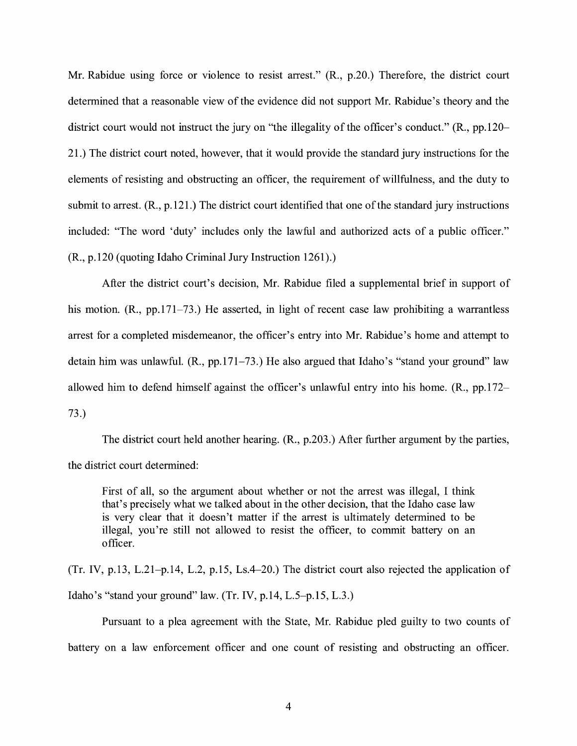Mr. Rabidue using force or violence to resist arrest." (R., p.20.) Therefore, the district court determined that a reasonable view of the evidence did not support Mr. Rabidue's theory and the district court would not instruct the jury on "the illegality of the officer's conduct." (R., pp.120–21.) The district court noted, however, that it would provide the standard jury instructions for the elements of resisting and obstructing an officer, the requirement of willfulness, and the duty to submit to arrest. (R., p.121.) The district court identified that one of the standard jury instructions included: "The word 'duty' includes only the lawful and authorized acts of a public officer." (R., p.120 (quoting Idaho Criminal Jury Instruction 1261).)

After the district court's decision, Mr. Rabidue filed a supplemental brief in support of his motion. (R., pp.171–73.) He asserted, in light of recent case law prohibiting a warrantless arrest for a completed misdemeanor, the officer's entry into Mr. Rabidue's home and attempt to detain him was unlawful. (R., pp.171–73.) He also argued that Idaho's "stand your ground" law allowed him to defend himself against the officer's unlawful entry into his home. (R., pp.172–73.)

The district court held another hearing. (R., p.203.) After further argument by the parties, the district court determined:

> First of all, so the argument about whether or not the arrest was illegal, I think that's precisely what we talked about in the other decision, that the Idaho case law is very clear that it doesn't matter if the arrest is ultimately determined to be illegal, you're still not allowed to resist the officer, to commit battery on an officer.

(Tr. IV, p.13, L.21–p.14, L.2, p.15, Ls.4–20.) The district court also rejected the application of Idaho's "stand your ground" law. (Tr. IV, p.14, L.5–p.15, L.3.)

Pursuant to a plea agreement with the State, Mr. Rabidue pled guilty to two counts of battery on a law enforcement officer and one count of resisting and obstructing an officer.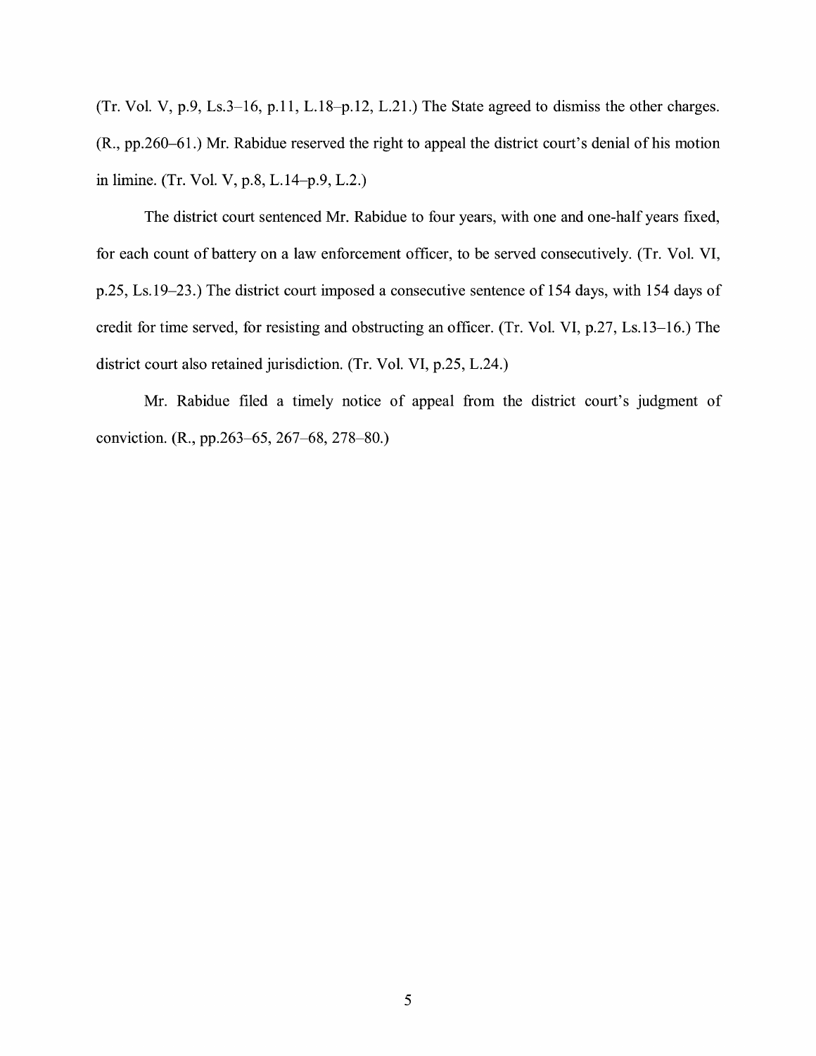(Tr. Vol. V, p.9, Ls.3–16, p.11, L.18–p.12, L.21.) The State agreed to dismiss the other charges. (R., pp.260–61.) Mr. Rabidue reserved the right to appeal the district court's denial of his motion in limine. (Tr. Vol. V, p.8, L.14–p.9, L.2.)

The district court sentenced Mr. Rabidue to four years, with one and one-half years fixed, for each count of battery on a law enforcement officer, to be served consecutively. (Tr. Vol. VI, p.25, Ls.19–23.) The district court imposed a consecutive sentence of 154 days, with 154 days of credit for time served, for resisting and obstructing an officer. (Tr. Vol. VI, p.27, Ls.13–16.) The district court also retained jurisdiction. (Tr. Vol. VI, p.25, L.24.)

Mr. Rabidue filed a timely notice of appeal from the district court's judgment of conviction. (R., pp.263–65, 267–68, 278–80.)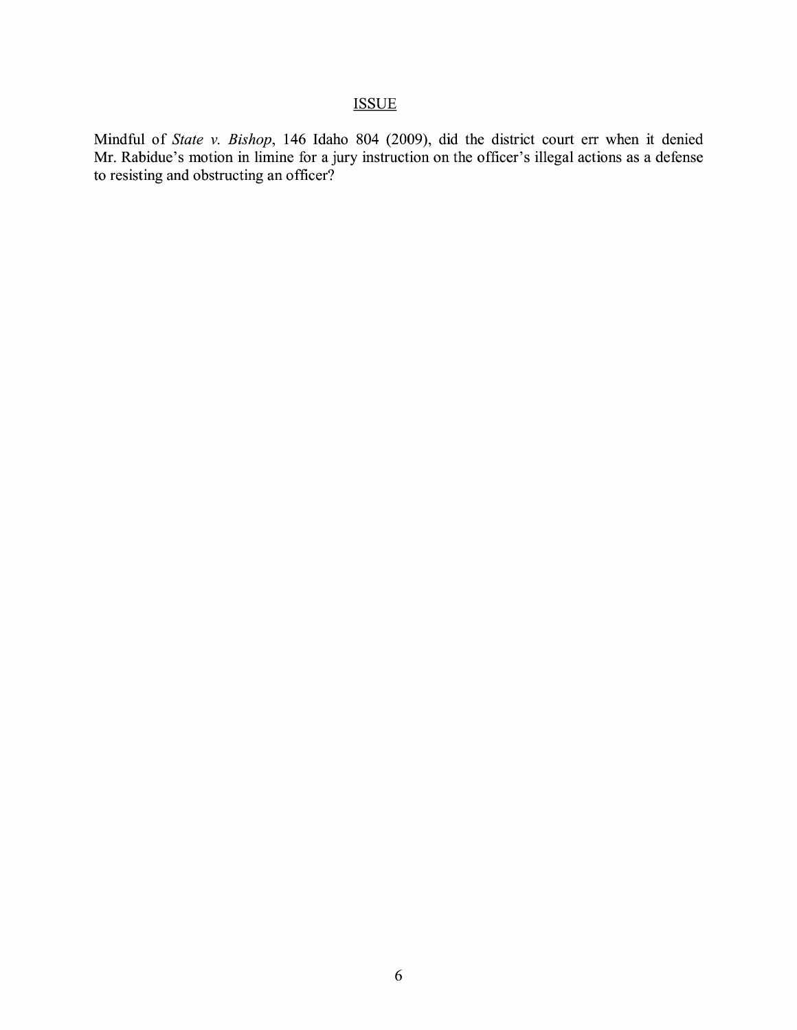## ISSUE

Mindful of *State v. Bishop*, 146 Idaho 804 (2009), did the district court err when it denied Mr. Rabidue's motion in limine for a jury instruction on the officer's illegal actions as a defense to resisting and obstructing an officer?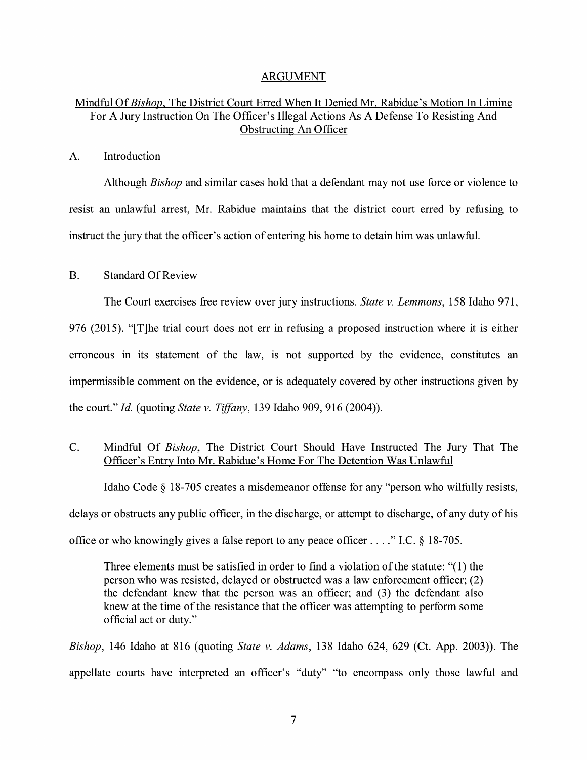## ARGUMENT

### Mindful Of *Bishop*, The District Court Erred When It Denied Mr. Rabidue's Motion In Limine For A Jury Instruction On The Officer's Illegal Actions As A Defense To Resisting And Obstructing An Officer

#### A. Introduction

Although *Bishop* and similar cases hold that a defendant may not use force or violence to resist an unlawful arrest, Mr. Rabidue maintains that the district court erred by refusing to instruct the jury that the officer's action of entering his home to detain him was unlawful.

#### B. Standard Of Review

The Court exercises free review over jury instructions. *State v. Lemmons*, 158 Idaho 971, 976 (2015). "[T]he trial court does not err in refusing a proposed instruction where it is either erroneous in its statement of the law, is not supported by the evidence, constitutes an impermissible comment on the evidence, or is adequately covered by other instructions given by the court." *Id.* (quoting *State v. Tiffany*, 139 Idaho 909, 916 (2004)).

#### C. Mindful Of *Bishop*, The District Court Should Have Instructed The Jury That The Officer's Entry Into Mr. Rabidue's Home For The Detention Was Unlawful

Idaho Code § 18-705 creates a misdemeanor offense for any "person who wilfully resists, delays or obstructs any public officer, in the discharge, or attempt to discharge, of any duty of his office or who knowingly gives a false report to any peace officer . . . ." I.C. § 18-705.

> Three elements must be satisfied in order to find a violation of the statute: "(1) the person who was resisted, delayed or obstructed was a law enforcement officer; (2) the defendant knew that the person was an officer; and (3) the defendant also knew at the time of the resistance that the officer was attempting to perform some official act or duty."

*Bishop*, 146 Idaho at 816 (quoting *State v. Adams*, 138 Idaho 624, 629 (Ct. App. 2003)). The appellate courts have interpreted an officer's "duty" "to encompass only those lawful and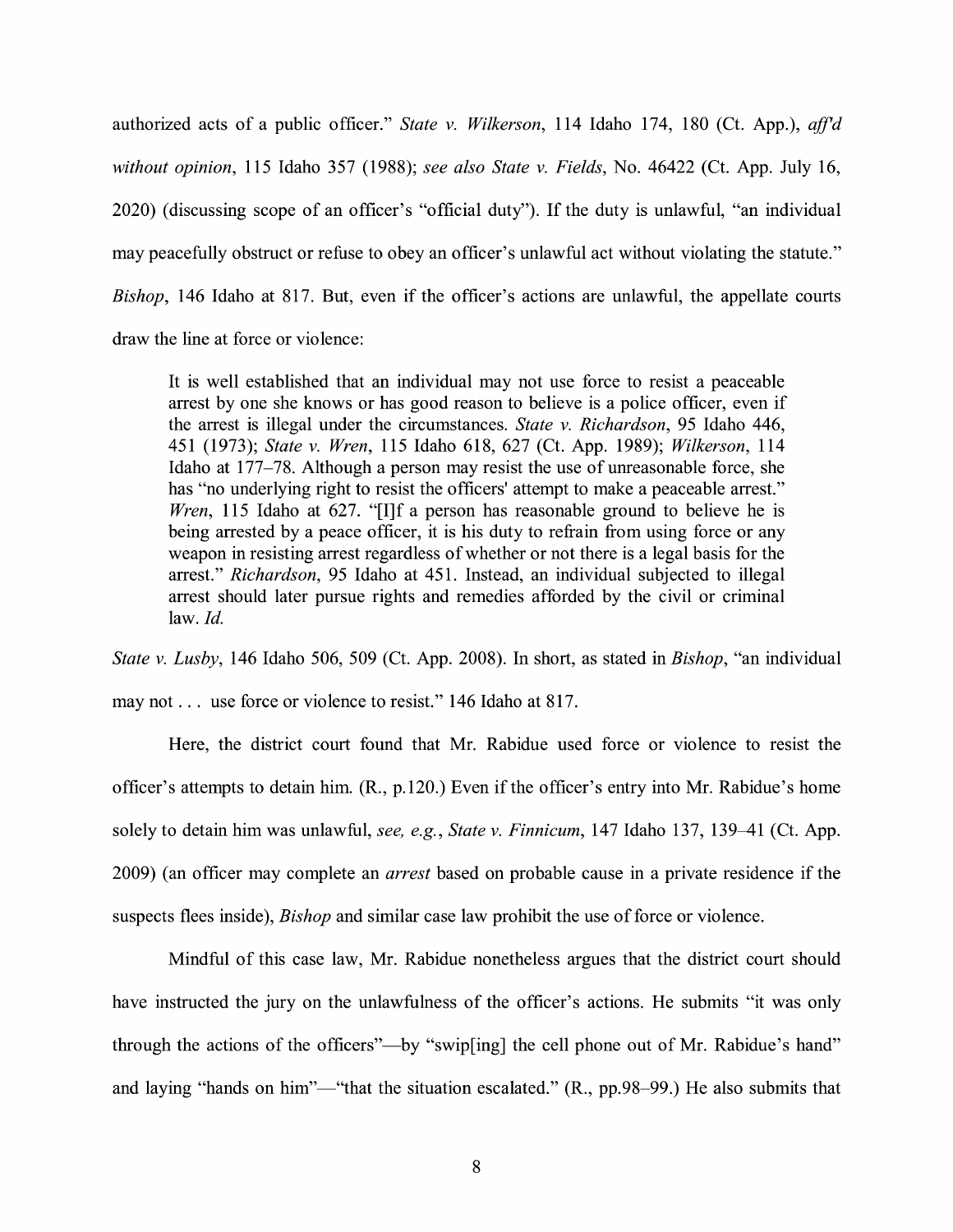authorized acts of a public officer." *State v. Wilkerson*, 114 Idaho 174, 180 (Ct. App.), *aff'd without opinion*, 115 Idaho 357 (1988); *see also State v. Fields*, No. 46422 (Ct. App. July 16, 2020) (discussing scope of an officer's "official duty"). If the duty is unlawful, "an individual may peacefully obstruct or refuse to obey an officer's unlawful act without violating the statute." *Bishop*, 146 Idaho at 817. But, even if the officer's actions are unlawful, the appellate courts draw the line at force or violence:

> It is well established that an individual may not use force to resist a peaceable arrest by one she knows or has good reason to believe is a police officer, even if the arrest is illegal under the circumstances. *State v. Richardson*, 95 Idaho 446, 451 (1973); *State v. Wren*, 115 Idaho 618, 627 (Ct. App. 1989); *Wilkerson*, 114 Idaho at 177–78. Although a person may resist the use of unreasonable force, she has "no underlying right to resist the officers' attempt to make a peaceable arrest." *Wren*, 115 Idaho at 627. "[I]f a person has reasonable ground to believe he is being arrested by a peace officer, it is his duty to refrain from using force or any weapon in resisting arrest regardless of whether or not there is a legal basis for the arrest." *Richardson*, 95 Idaho at 451. Instead, an individual subjected to illegal arrest should later pursue rights and remedies afforded by the civil or criminal law. *Id.*

*State v. Lusby*, 146 Idaho 506, 509 (Ct. App. 2008). In short, as stated in *Bishop*, "an individual may not . . . use force or violence to resist." 146 Idaho at 817.

Here, the district court found that Mr. Rabidue used force or violence to resist the officer's attempts to detain him. (R., p.120.) Even if the officer's entry into Mr. Rabidue's home solely to detain him was unlawful, *see, e.g.*, *State v. Finnicum*, 147 Idaho 137, 139–41 (Ct. App. 2009) (an officer may complete an *arrest* based on probable cause in a private residence if the suspects flees inside), *Bishop* and similar case law prohibit the use of force or violence.

Mindful of this case law, Mr. Rabidue nonetheless argues that the district court should have instructed the jury on the unlawfulness of the officer's actions. He submits "it was only through the actions of the officers"—by "swip[ing] the cell phone out of Mr. Rabidue's hand" and laying "hands on him"—"that the situation escalated." (R., pp.98–99.) He also submits that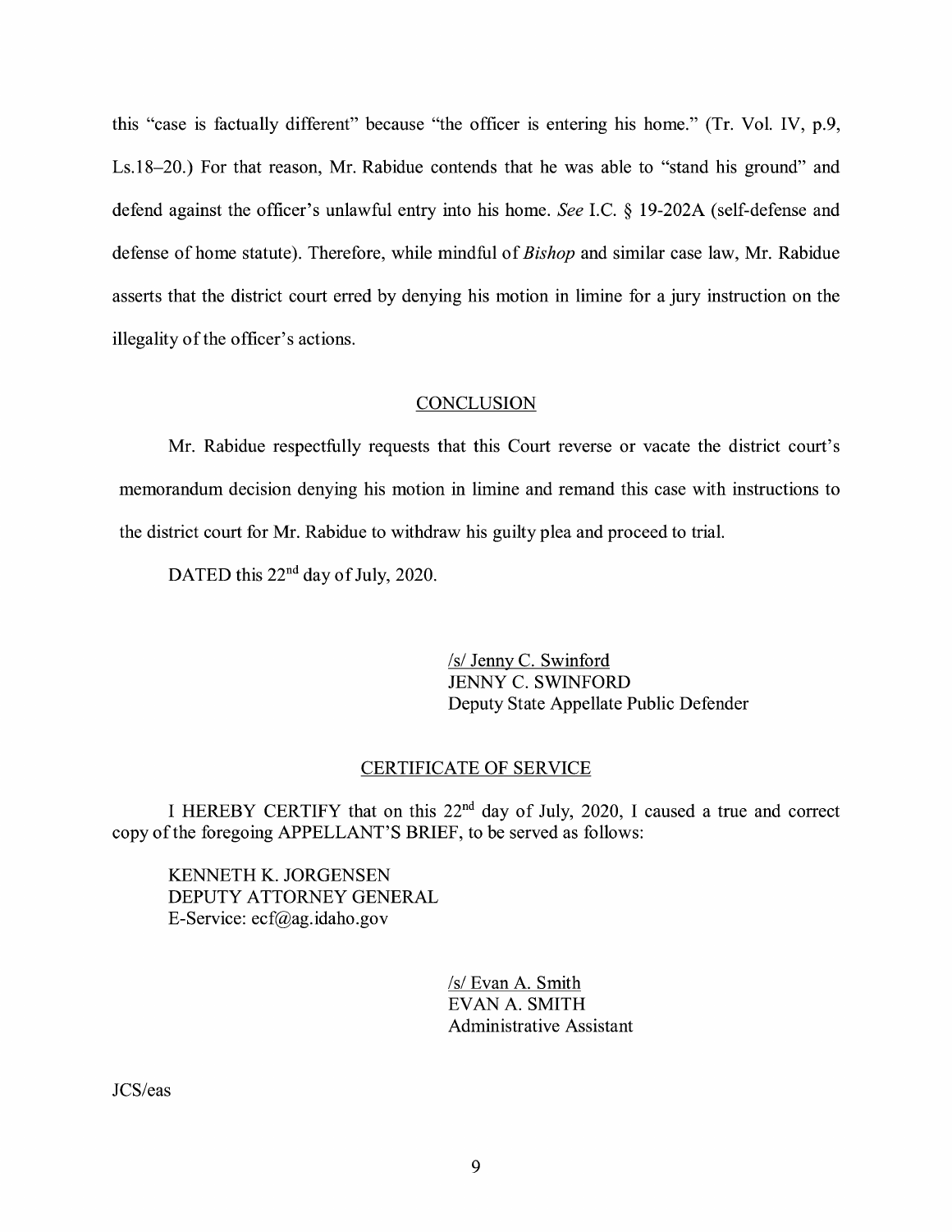this "case is factually different" because "the officer is entering his home." (Tr. Vol. IV, p.9, Ls.18–20.) For that reason, Mr. Rabidue contends that he was able to "stand his ground" and defend against the officer's unlawful entry into his home. *See* I.C. § 19-202A (self-defense and defense of home statute). Therefore, while mindful of *Bishop* and similar case law, Mr. Rabidue asserts that the district court erred by denying his motion in limine for a jury instruction on the illegality of the officer's actions.

## CONCLUSION

Mr. Rabidue respectfully requests that this Court reverse or vacate the district court's memorandum decision denying his motion in limine and remand this case with instructions to the district court for Mr. Rabidue to withdraw his guilty plea and proceed to trial.

DATED this 22nd day of July, 2020.

/s/ Jenny C. Swinford
JENNY C. SWINFORD
Deputy State Appellate Public Defender

## CERTIFICATE OF SERVICE

I HEREBY CERTIFY that on this 22nd day of July, 2020, I caused a true and correct copy of the foregoing APPELLANT'S BRIEF, to be served as follows:

KENNETH K. JORGENSEN
DEPUTY ATTORNEY GENERAL
E-Service: ecf@ag.idaho.gov

/s/ Evan A. Smith
EVAN A. SMITH
Administrative Assistant

JCS/eas